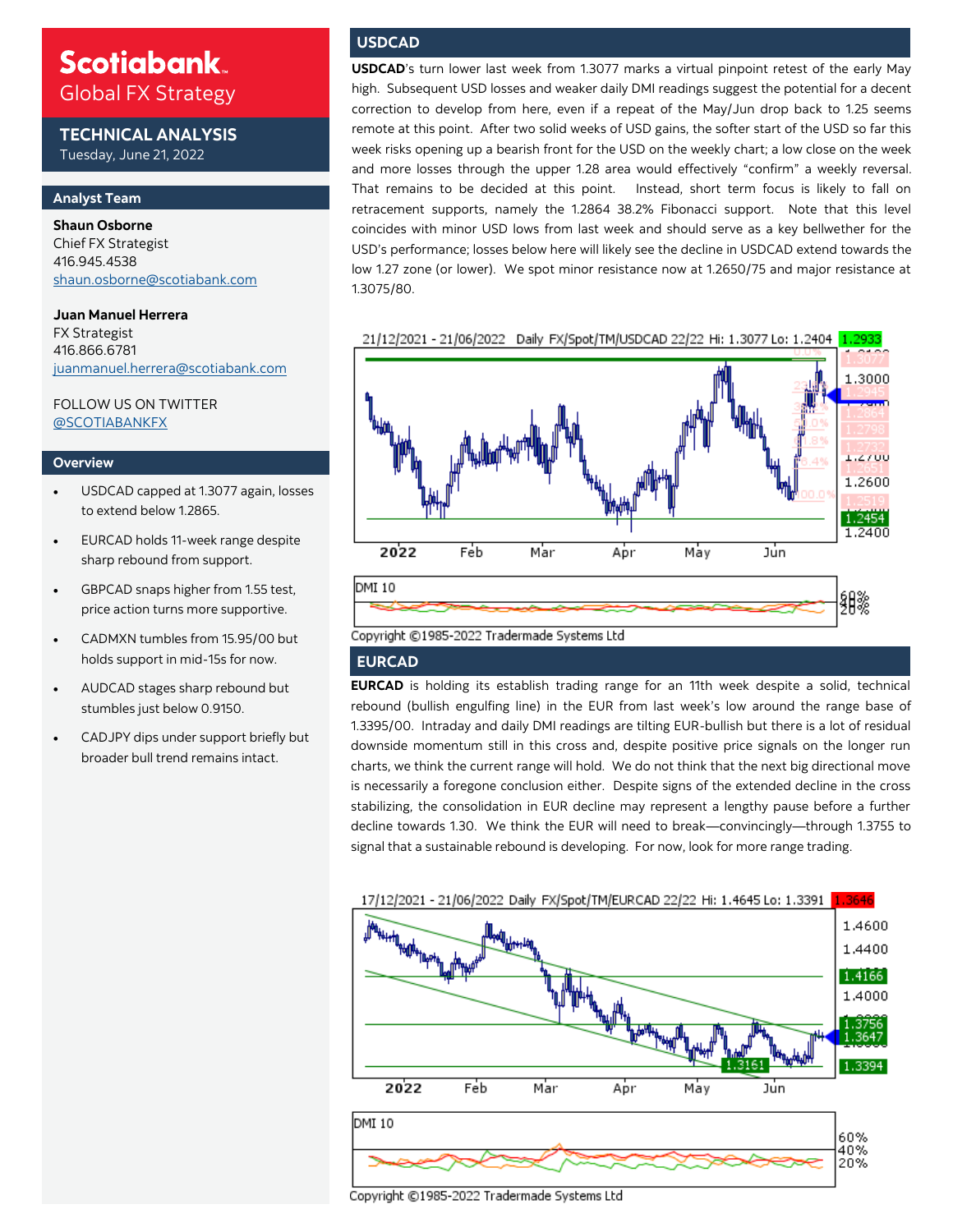# Scotiabank

Global FX Strategy

## TECHNICAL ANALYSIS

Tuesday, June 21, 2022

### Analyst Team

**Shaun Osborne**
Chief FX Strategist
416.945.4538
shaun.osborne@scotiabank.com

**Juan Manuel Herrera**
FX Strategist
416.866.6781
juanmanuel.herrera@scotiabank.com

FOLLOW US ON TWITTER
@SCOTIABANKFX

### Overview

- USDCAD capped at 1.3077 again, losses to extend below 1.2865.
- EURCAD holds 11-week range despite sharp rebound from support.
- GBPCAD snaps higher from 1.55 test, price action turns more supportive.
- CADMXN tumbles from 15.95/00 but holds support in mid-15s for now.
- AUDCAD stages sharp rebound but stumbles just below 0.9150.
- CADJPY dips under support briefly but broader bull trend remains intact.

## USDCAD

**USDCAD**'s turn lower last week from 1.3077 marks a virtual pinpoint retest of the early May high. Subsequent USD losses and weaker daily DMI readings suggest the potential for a decent correction to develop from here, even if a repeat of the May/Jun drop back to 1.25 seems remote at this point. After two solid weeks of USD gains, the softer start of the USD so far this week risks opening up a bearish front for the USD on the weekly chart; a low close on the week and more losses through the upper 1.28 area would effectively "confirm" a weekly reversal. That remains to be decided at this point. Instead, short term focus is likely to fall on retracement supports, namely the 1.2864 38.2% Fibonacci support. Note that this level coincides with minor USD lows from last week and should serve as a key bellwether for the USD's performance; losses below here will likely see the decline in USDCAD extend towards the low 1.27 zone (or lower). We spot minor resistance now at 1.2650/75 and major resistance at 1.3075/80.

21/12/2021 - 21/06/2022 Daily FX/Spot/TM/USDCAD 22/22 Hi: 1.3077 Lo: 1.2404

Copyright ©1985-2022 Tradermade Systems Ltd

## EURCAD

**EURCAD** is holding its establish trading range for an 11th week despite a solid, technical rebound (bullish engulfing line) in the EUR from last week's low around the range base of 1.3395/00. Intraday and daily DMI readings are tilting EUR-bullish but there is a lot of residual downside momentum still in this cross and, despite positive price signals on the longer run charts, we think the current range will hold. We do not think that the next big directional move is necessarily a foregone conclusion either. Despite signs of the extended decline in the cross stabilizing, the consolidation in EUR decline may represent a lengthy pause before a further decline towards 1.30. We think the EUR will need to break—convincingly—through 1.3755 to signal that a sustainable rebound is developing. For now, look for more range trading.

17/12/2021 - 21/06/2022 Daily FX/Spot/TM/EURCAD 22/22 Hi: 1.4645 Lo: 1.3391

Copyright ©1985-2022 Tradermade Systems Ltd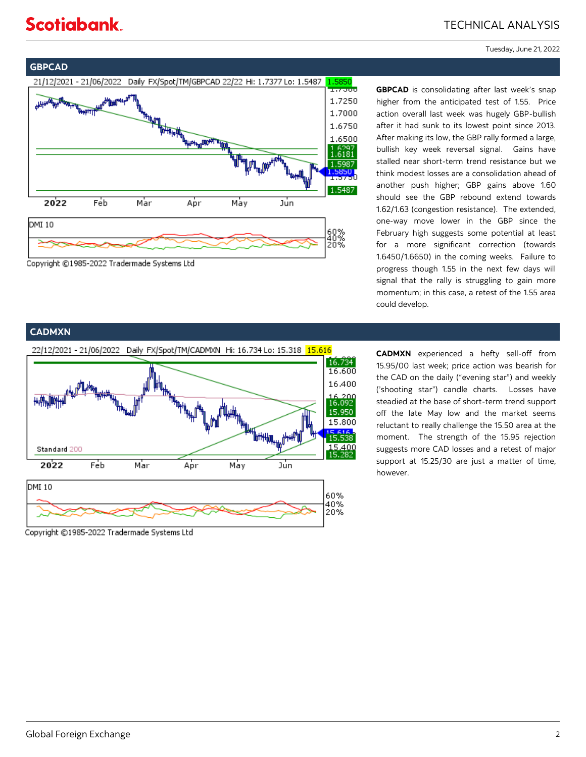Tuesday, June 21, 2022

## GBPCAD

21/12/2021 - 21/06/2022 Daily FX/Spot/TM/GBPCAD 22/22 Hi: 1.7377 Lo: 1.5487 1.5850

Copyright ©1985-2022 Tradermade Systems Ltd

**GBPCAD** is consolidating after last week's snap higher from the anticipated test of 1.55. Price action overall last week was hugely GBP-bullish after it had sunk to its lowest point since 2013. After making its low, the GBP rally formed a large, bullish key week reversal signal. Gains have stalled near short-term trend resistance but we think modest losses are a consolidation ahead of another push higher; GBP gains above 1.60 should see the GBP rebound extend towards 1.62/1.63 (congestion resistance). The extended, one-way move lower in the GBP since the February high suggests some potential at least for a more significant correction (towards 1.6450/1.6650) in the coming weeks. Failure to progress though 1.55 in the next few days will signal that the rally is struggling to gain more momentum; in this case, a retest of the 1.55 area could develop.

## CADMXN

22/12/2021 - 21/06/2022 Daily FX/Spot/TM/CADMXN Hi: 16.734 Lo: 15.318 15.616

Copyright ©1985-2022 Tradermade Systems Ltd

**CADMXN** experienced a hefty sell-off from 15.95/00 last week; price action was bearish for the CAD on the daily ("evening star") and weekly ('shooting star") candle charts. Losses have steadied at the base of short-term trend support off the late May low and the market seems reluctant to really challenge the 15.50 area at the moment. The strength of the 15.95 rejection suggests more CAD losses and a retest of major support at 15.25/30 are just a matter of time, however.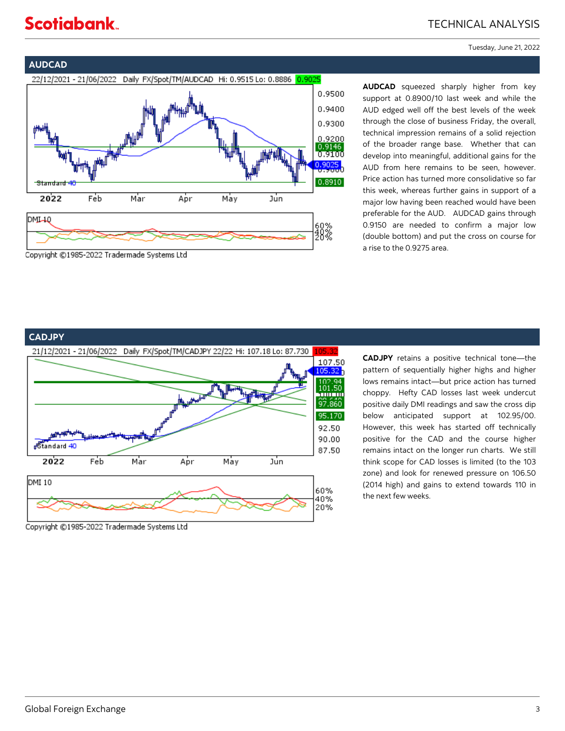## AUDCAD

**AUDCAD** squeezed sharply higher from key support at 0.8900/10 last week and while the AUD edged well off the best levels of the week through the close of business Friday, the overall, technical impression remains of a solid rejection of the broader range base. Whether that can develop into meaningful, additional gains for the AUD from here remains to be seen, however. Price action has turned more consolidative so far this week, whereas further gains in support of a major low having been reached would have been preferable for the AUD. AUDCAD gains through 0.9150 are needed to confirm a major low (double bottom) and put the cross on course for a rise to the 0.9275 area.

## CADJPY

**CADJPY** retains a positive technical tone—the pattern of sequentially higher highs and higher lows remains intact—but price action has turned choppy. Hefty CAD losses last week undercut positive daily DMI readings and saw the cross dip below anticipated support at 102.95/00. However, this week has started off technically positive for the CAD and the course higher remains intact on the longer run charts. We still think scope for CAD losses is limited (to the 103 zone) and look for renewed pressure on 106.50 (2014 high) and gains to extend towards 110 in the next few weeks.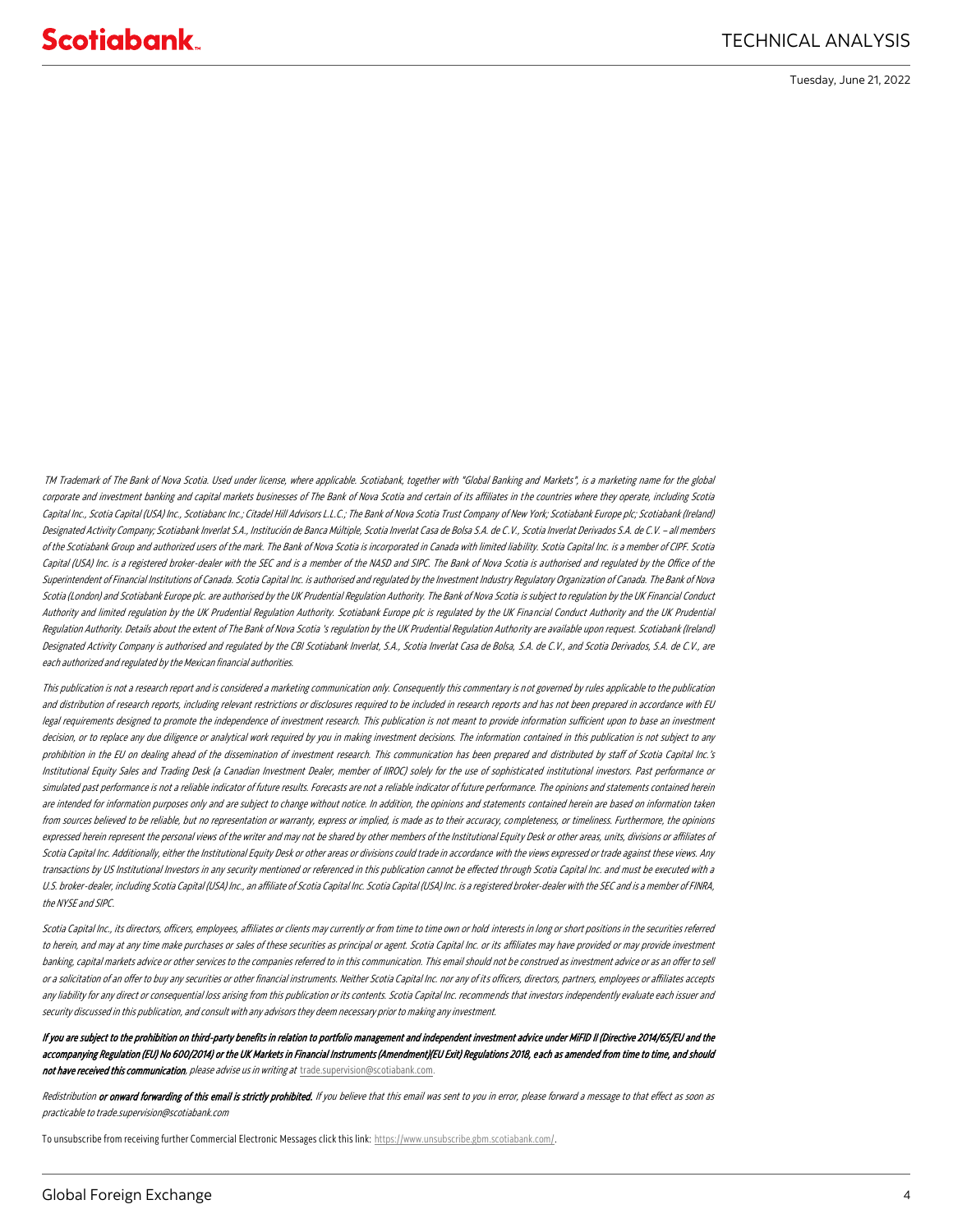*TM Trademark of The Bank of Nova Scotia. Used under license, where applicable. Scotiabank, together with "Global Banking and Markets", is a marketing name for the global corporate and investment banking and capital markets businesses of The Bank of Nova Scotia and certain of its affiliates in the countries where they operate, including Scotia Capital Inc., Scotia Capital (USA) Inc., Scotiabanc Inc.; Citadel Hill Advisors L.L.C.; The Bank of Nova Scotia Trust Company of New York; Scotiabank Europe plc; Scotiabank (Ireland) Designated Activity Company; Scotiabank Inverlat S.A., Institución de Banca Múltiple, Scotia Inverlat Casa de Bolsa S.A. de C.V., Scotia Inverlat Derivados S.A. de C.V. – all members of the Scotiabank Group and authorized users of the mark. The Bank of Nova Scotia is incorporated in Canada with limited liability. Scotia Capital Inc. is a member of CIPF. Scotia Capital (USA) Inc. is a registered broker-dealer with the SEC and is a member of the NASD and SIPC. The Bank of Nova Scotia is authorised and regulated by the Office of the Superintendent of Financial Institutions of Canada. Scotia Capital Inc. is authorised and regulated by the Investment Industry Regulatory Organization of Canada. The Bank of Nova Scotia (London) and Scotiabank Europe plc. are authorised by the UK Prudential Regulation Authority. The Bank of Nova Scotia is subject to regulation by the UK Financial Conduct Authority and limited regulation by the UK Prudential Regulation Authority. Scotiabank Europe plc is regulated by the UK Financial Conduct Authority and the UK Prudential Regulation Authority. Details about the extent of The Bank of Nova Scotia 's regulation by the UK Prudential Regulation Authority are available upon request. Scotiabank (Ireland) Designated Activity Company is authorised and regulated by the CBI Scotiabank Inverlat, S.A., Scotia Inverlat Casa de Bolsa, S.A. de C.V., and Scotia Derivados, S.A. de C.V., are each authorized and regulated by the Mexican financial authorities.*

*This publication is not a research report and is considered a marketing communication only. Consequently this commentary is not governed by rules applicable to the publication and distribution of research reports, including relevant restrictions or disclosures required to be included in research reports and has not been prepared in accordance with EU legal requirements designed to promote the independence of investment research. This publication is not meant to provide information sufficient upon to base an investment decision, or to replace any due diligence or analytical work required by you in making investment decisions. The information contained in this publication is not subject to any prohibition in the EU on dealing ahead of the dissemination of investment research. This communication has been prepared and distributed by staff of Scotia Capital Inc.'s Institutional Equity Sales and Trading Desk (a Canadian Investment Dealer, member of IIROC) solely for the use of sophisticated institutional investors. Past performance or simulated past performance is not a reliable indicator of future results. Forecasts are not a reliable indicator of future performance. The opinions and statements contained herein are intended for information purposes only and are subject to change without notice. In addition, the opinions and statements contained herein are based on information taken from sources believed to be reliable, but no representation or warranty, express or implied, is made as to their accuracy, completeness, or timeliness. Furthermore, the opinions expressed herein represent the personal views of the writer and may not be shared by other members of the Institutional Equity Desk or other areas, units, divisions or affiliates of Scotia Capital Inc. Additionally, either the Institutional Equity Desk or other areas or divisions could trade in accordance with the views expressed or trade against these views. Any transactions by US Institutional Investors in any security mentioned or referenced in this publication cannot be effected through Scotia Capital Inc. and must be executed with a U.S. broker-dealer, including Scotia Capital (USA) Inc., an affiliate of Scotia Capital Inc. Scotia Capital (USA) Inc. is a registered broker-dealer with the SEC and is a member of FINRA, the NYSE and SIPC.*

*Scotia Capital Inc., its directors, officers, employees, affiliates or clients may currently or from time to time own or hold interests in long or short positions in the securities referred to herein, and may at any time make purchases or sales of these securities as principal or agent. Scotia Capital Inc. or its affiliates may have provided or may provide investment banking, capital markets advice or other services to the companies referred to in this communication. This email should not be construed as investment advice or as an offer to sell or a solicitation of an offer to buy any securities or other financial instruments. Neither Scotia Capital Inc. nor any of its officers, directors, partners, employees or affiliates accepts any liability for any direct or consequential loss arising from this publication or its contents. Scotia Capital Inc. recommends that investors independently evaluate each issuer and security discussed in this publication, and consult with any advisors they deem necessary prior to making any investment.*

***If you are subject to the prohibition on third-party benefits in relation to portfolio management and independent investment advice under MiFID II (Directive 2014/65/EU and the accompanying Regulation (EU) No 600/2014) or the UK Markets in Financial Instruments (Amendment)(EU Exit) Regulations 2018, each as amended from time to time, and should not have received this communication**, please advise us in writing at trade.supervision@scotiabank.com.*

*Redistribution **or onward forwarding of this email is strictly prohibited.** If you believe that this email was sent to you in error, please forward a message to that effect as soon as practicable to trade.supervision@scotiabank.com*

To unsubscribe from receiving further Commercial Electronic Messages click this link: https://www.unsubscribe.gbm.scotiabank.com/.